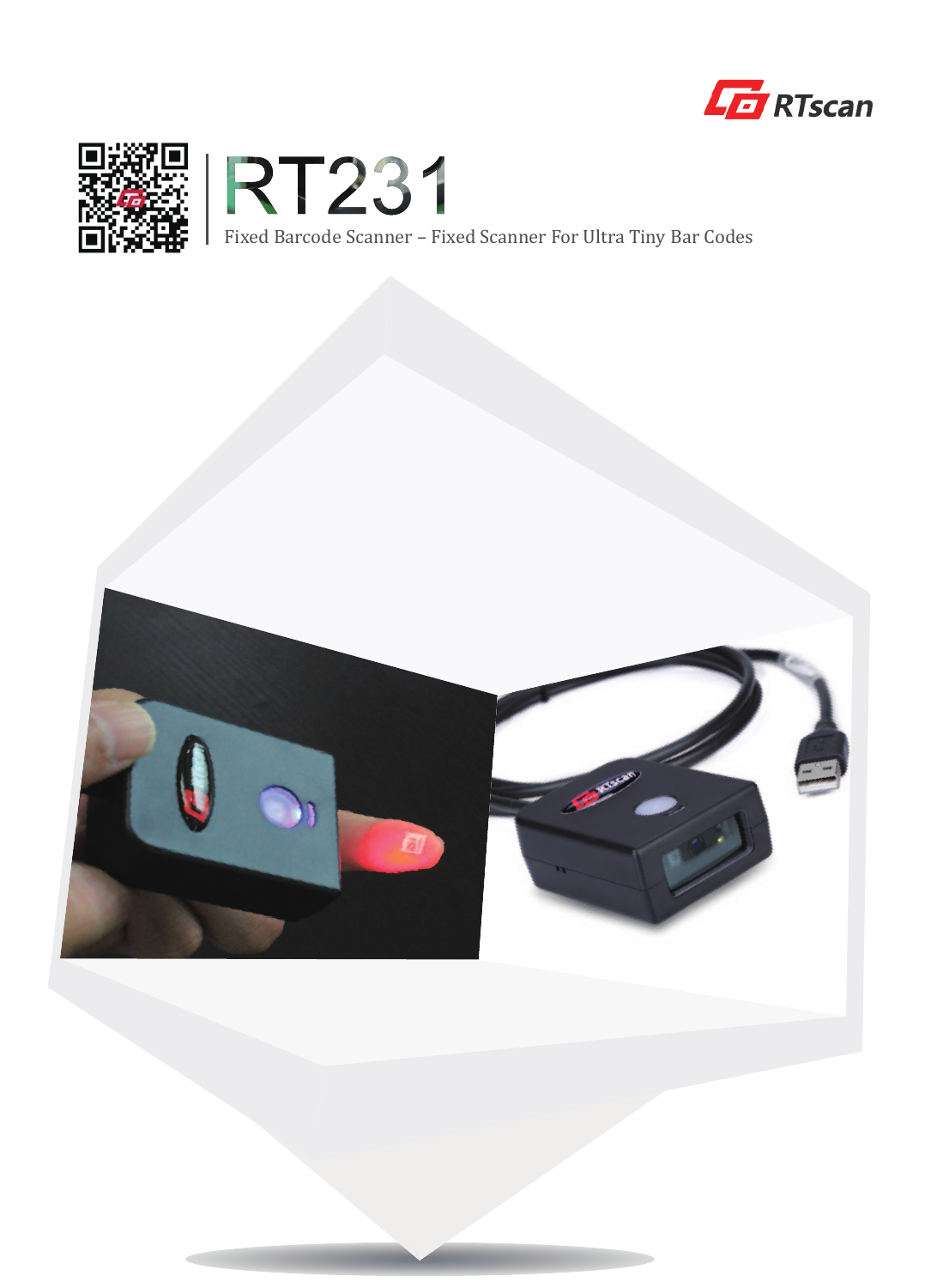RTscan

# RT231

Fixed Barcode Scanner – Fixed Scanner For Ultra Tiny Bar Codes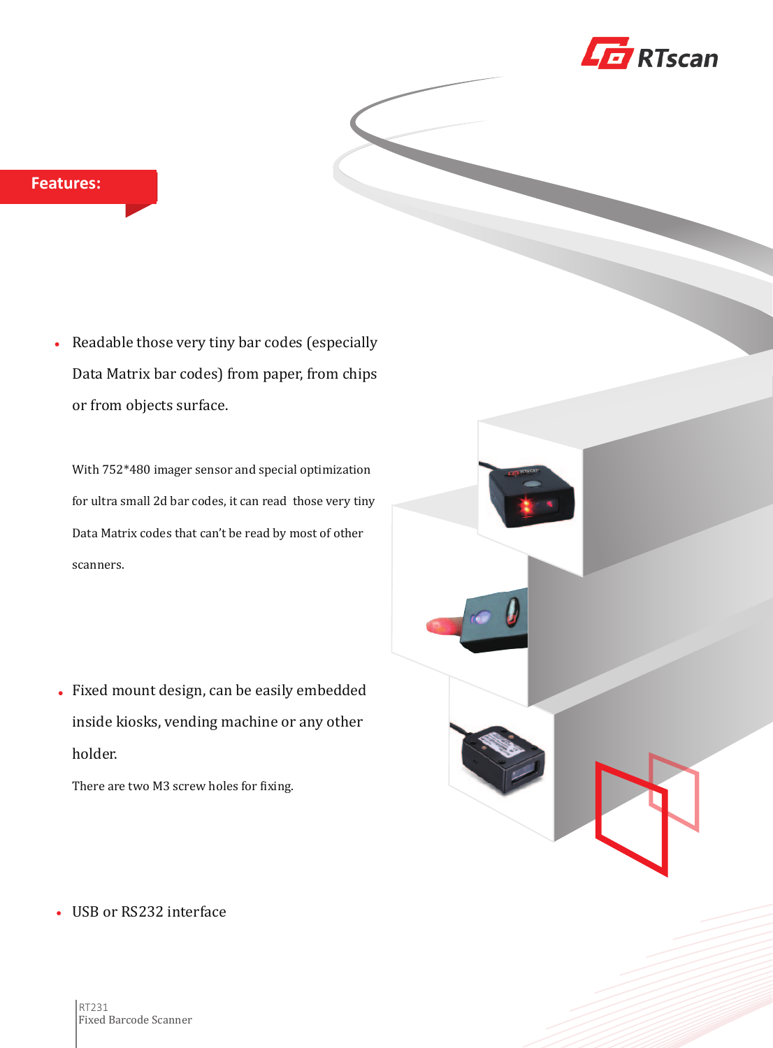## Features:

- Readable those very tiny bar codes (especially Data Matrix bar codes) from paper, from chips or from objects surface.

  With 752*480 imager sensor and special optimization for ultra small 2d bar codes, it can read those very tiny Data Matrix codes that can't be read by most of other scanners.

- Fixed mount design, can be easily embedded inside kiosks, vending machine or any other holder.

  There are two M3 screw holes for fixing.

- USB or RS232 interface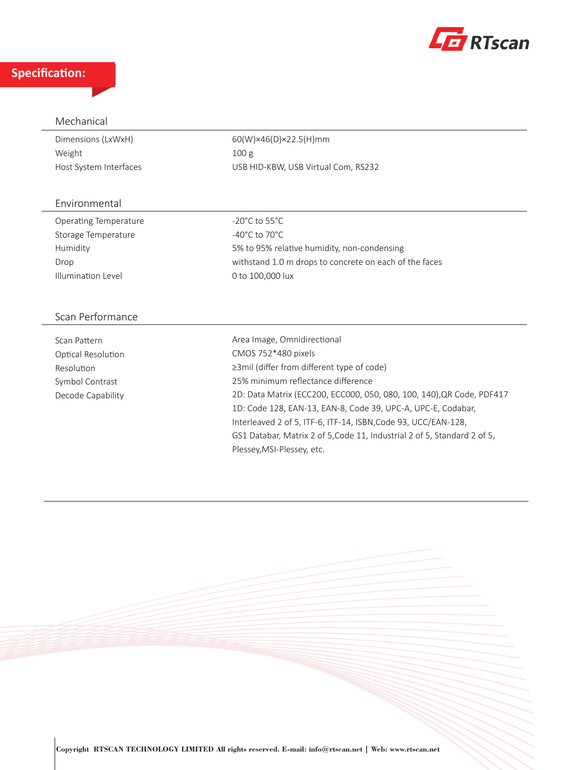## Specification:

### Mechanical

| | |
|---|---|
| Dimensions (LxWxH) | 60(W)×46(D)×22.5(H)mm |
| Weight | 100 g |
| Host System Interfaces | USB HID-KBW, USB Virtual Com, RS232 |

### Environmental

| | |
|---|---|
| Operating Temperature | -20°C to 55°C |
| Storage Temperature | -40°C to 70°C |
| Humidity | 5% to 95% relative humidity, non-condensing |
| Drop | withstand 1.0 m drops to concrete on each of the faces |
| Illumination Level | 0 to 100,000 lux |

### Scan Performance

| | |
|---|---|
| Scan Pattern | Area Image, Omnidirectional |
| Optical Resolution | CMOS 752*480 pixels |
| Resolution | ≥3mil (differ from different type of code) |
| Symbol Contrast | 25% minimum reflectance difference |
| Decode Capability | 2D: Data Matrix (ECC200, ECC000, 050, 080, 100, 140),QR Code, PDF417<br>1D: Code 128, EAN-13, EAN-8, Code 39, UPC-A, UPC-E, Codabar, Interleaved 2 of 5, ITF-6, ITF-14, ISBN,Code 93, UCC/EAN-128, GS1 Databar, Matrix 2 of 5,Code 11, Industrial 2 of 5, Standard 2 of 5, Plessey,MSI-Plessey, etc. |

Copyright RTSCAN TECHNOLOGY LIMITED All rights reserved. E-mail: info@rtscan.net | Web: www.rtscan.net